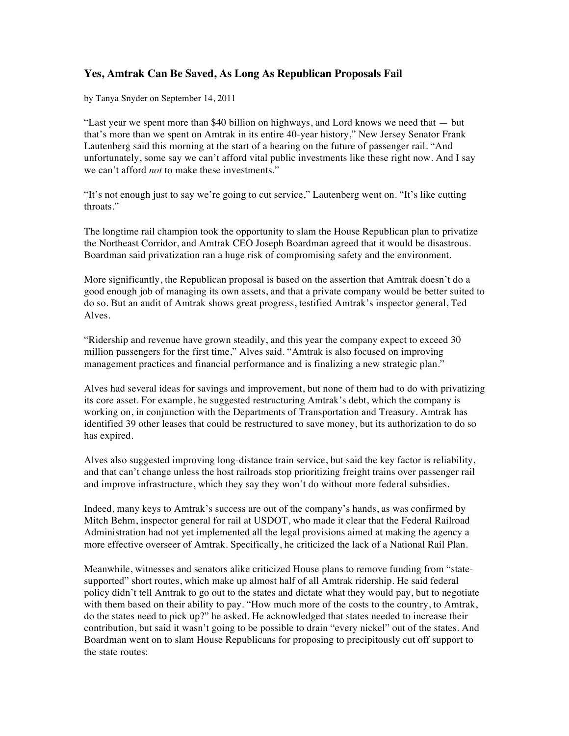## Yes, Amtrak Can Be Saved, As Long As Republican Proposals Fail

by Tanya Snyder on September 14, 2011

"Last year we spent more than $40 billion on highways, and Lord knows we need that — but that's more than we spent on Amtrak in its entire 40-year history," New Jersey Senator Frank Lautenberg said this morning at the start of a hearing on the future of passenger rail. "And unfortunately, some say we can't afford vital public investments like these right now. And I say we can't afford *not* to make these investments."

"It's not enough just to say we're going to cut service," Lautenberg went on. "It's like cutting throats."

The longtime rail champion took the opportunity to slam the House Republican plan to privatize the Northeast Corridor, and Amtrak CEO Joseph Boardman agreed that it would be disastrous. Boardman said privatization ran a huge risk of compromising safety and the environment.

More significantly, the Republican proposal is based on the assertion that Amtrak doesn't do a good enough job of managing its own assets, and that a private company would be better suited to do so. But an audit of Amtrak shows great progress, testified Amtrak's inspector general, Ted Alves.

"Ridership and revenue have grown steadily, and this year the company expect to exceed 30 million passengers for the first time," Alves said. "Amtrak is also focused on improving management practices and financial performance and is finalizing a new strategic plan."

Alves had several ideas for savings and improvement, but none of them had to do with privatizing its core asset. For example, he suggested restructuring Amtrak's debt, which the company is working on, in conjunction with the Departments of Transportation and Treasury. Amtrak has identified 39 other leases that could be restructured to save money, but its authorization to do so has expired.

Alves also suggested improving long-distance train service, but said the key factor is reliability, and that can't change unless the host railroads stop prioritizing freight trains over passenger rail and improve infrastructure, which they say they won't do without more federal subsidies.

Indeed, many keys to Amtrak's success are out of the company's hands, as was confirmed by Mitch Behm, inspector general for rail at USDOT, who made it clear that the Federal Railroad Administration had not yet implemented all the legal provisions aimed at making the agency a more effective overseer of Amtrak. Specifically, he criticized the lack of a National Rail Plan.

Meanwhile, witnesses and senators alike criticized House plans to remove funding from "state-supported" short routes, which make up almost half of all Amtrak ridership. He said federal policy didn't tell Amtrak to go out to the states and dictate what they would pay, but to negotiate with them based on their ability to pay. "How much more of the costs to the country, to Amtrak, do the states need to pick up?" he asked. He acknowledged that states needed to increase their contribution, but said it wasn't going to be possible to drain "every nickel" out of the states. And Boardman went on to slam House Republicans for proposing to precipitously cut off support to the state routes: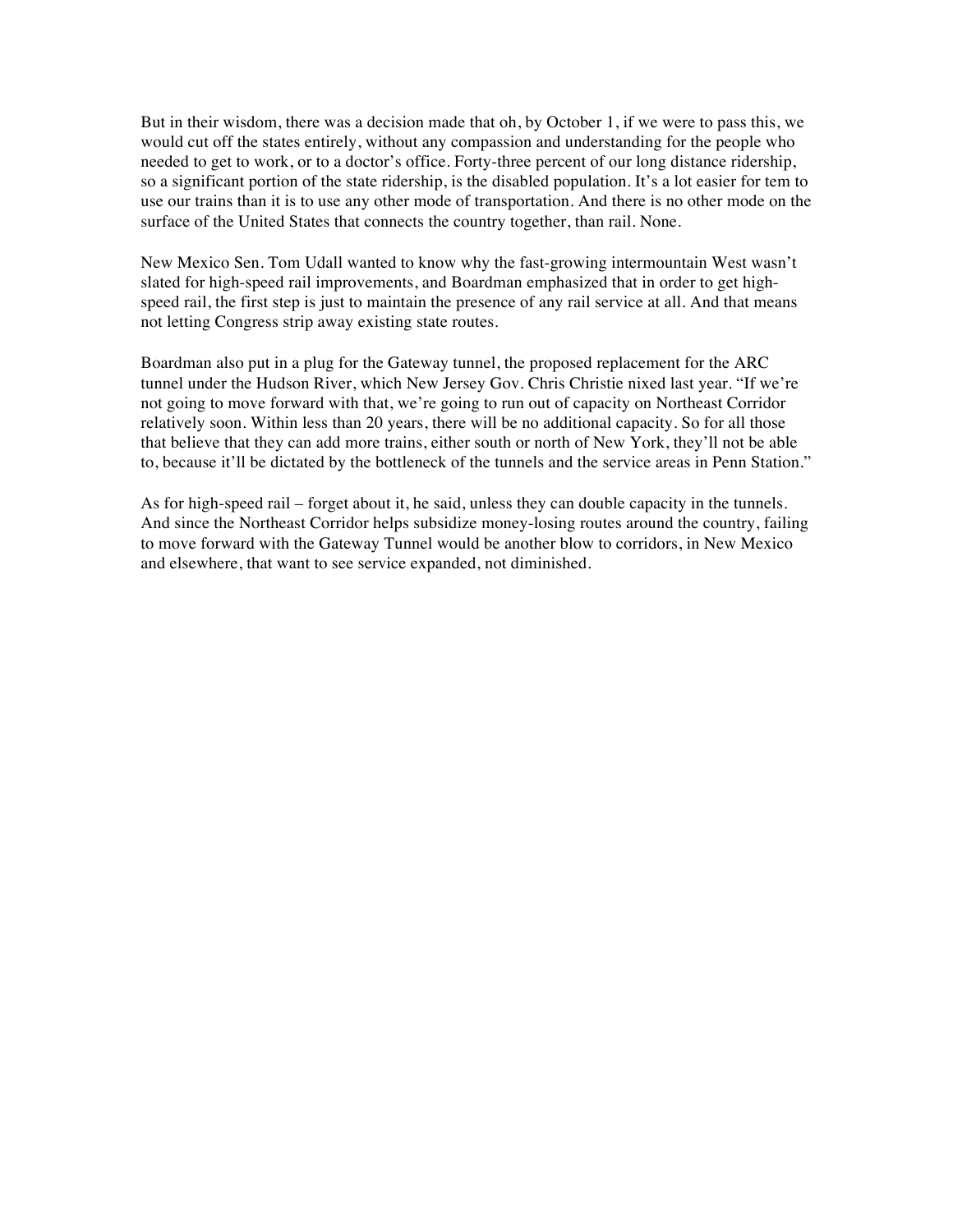But in their wisdom, there was a decision made that oh, by October 1, if we were to pass this, we would cut off the states entirely, without any compassion and understanding for the people who needed to get to work, or to a doctor's office. Forty-three percent of our long distance ridership, so a significant portion of the state ridership, is the disabled population. It's a lot easier for tem to use our trains than it is to use any other mode of transportation. And there is no other mode on the surface of the United States that connects the country together, than rail. None.

New Mexico Sen. Tom Udall wanted to know why the fast-growing intermountain West wasn't slated for high-speed rail improvements, and Boardman emphasized that in order to get high-speed rail, the first step is just to maintain the presence of any rail service at all. And that means not letting Congress strip away existing state routes.

Boardman also put in a plug for the Gateway tunnel, the proposed replacement for the ARC tunnel under the Hudson River, which New Jersey Gov. Chris Christie nixed last year. "If we're not going to move forward with that, we're going to run out of capacity on Northeast Corridor relatively soon. Within less than 20 years, there will be no additional capacity. So for all those that believe that they can add more trains, either south or north of New York, they'll not be able to, because it'll be dictated by the bottleneck of the tunnels and the service areas in Penn Station."

As for high-speed rail – forget about it, he said, unless they can double capacity in the tunnels. And since the Northeast Corridor helps subsidize money-losing routes around the country, failing to move forward with the Gateway Tunnel would be another blow to corridors, in New Mexico and elsewhere, that want to see service expanded, not diminished.